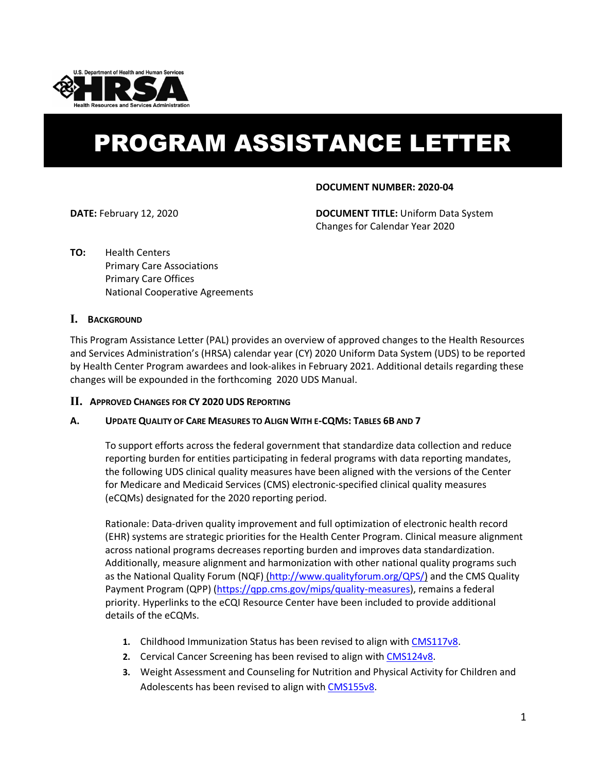U.S. Department of Health and Human Services
HRSA
Health Resources and Services Administration

# PROGRAM ASSISTANCE LETTER

**DOCUMENT NUMBER: 2020-04**

**DATE:** February 12, 2020

**DOCUMENT TITLE:** Uniform Data System Changes for Calendar Year 2020

**TO:** Health Centers
Primary Care Associations
Primary Care Offices
National Cooperative Agreements

## I. BACKGROUND

This Program Assistance Letter (PAL) provides an overview of approved changes to the Health Resources and Services Administration's (HRSA) calendar year (CY) 2020 Uniform Data System (UDS) to be reported by Health Center Program awardees and look-alikes in February 2021. Additional details regarding these changes will be expounded in the forthcoming 2020 UDS Manual.

## II. APPROVED CHANGES FOR CY 2020 UDS REPORTING

### A. UPDATE QUALITY OF CARE MEASURES TO ALIGN WITH E-CQMS: TABLES 6B AND 7

To support efforts across the federal government that standardize data collection and reduce reporting burden for entities participating in federal programs with data reporting mandates, the following UDS clinical quality measures have been aligned with the versions of the Center for Medicare and Medicaid Services (CMS) electronic-specified clinical quality measures (eCQMs) designated for the 2020 reporting period.

Rationale: Data-driven quality improvement and full optimization of electronic health record (EHR) systems are strategic priorities for the Health Center Program. Clinical measure alignment across national programs decreases reporting burden and improves data standardization. Additionally, measure alignment and harmonization with other national quality programs such as the National Quality Forum (NQF) (http://www.qualityforum.org/QPS/) and the CMS Quality Payment Program (QPP) (https://qpp.cms.gov/mips/quality-measures), remains a federal priority. Hyperlinks to the eCQI Resource Center have been included to provide additional details of the eCQMs.

1. Childhood Immunization Status has been revised to align with CMS117v8.
2. Cervical Cancer Screening has been revised to align with CMS124v8.
3. Weight Assessment and Counseling for Nutrition and Physical Activity for Children and Adolescents has been revised to align with CMS155v8.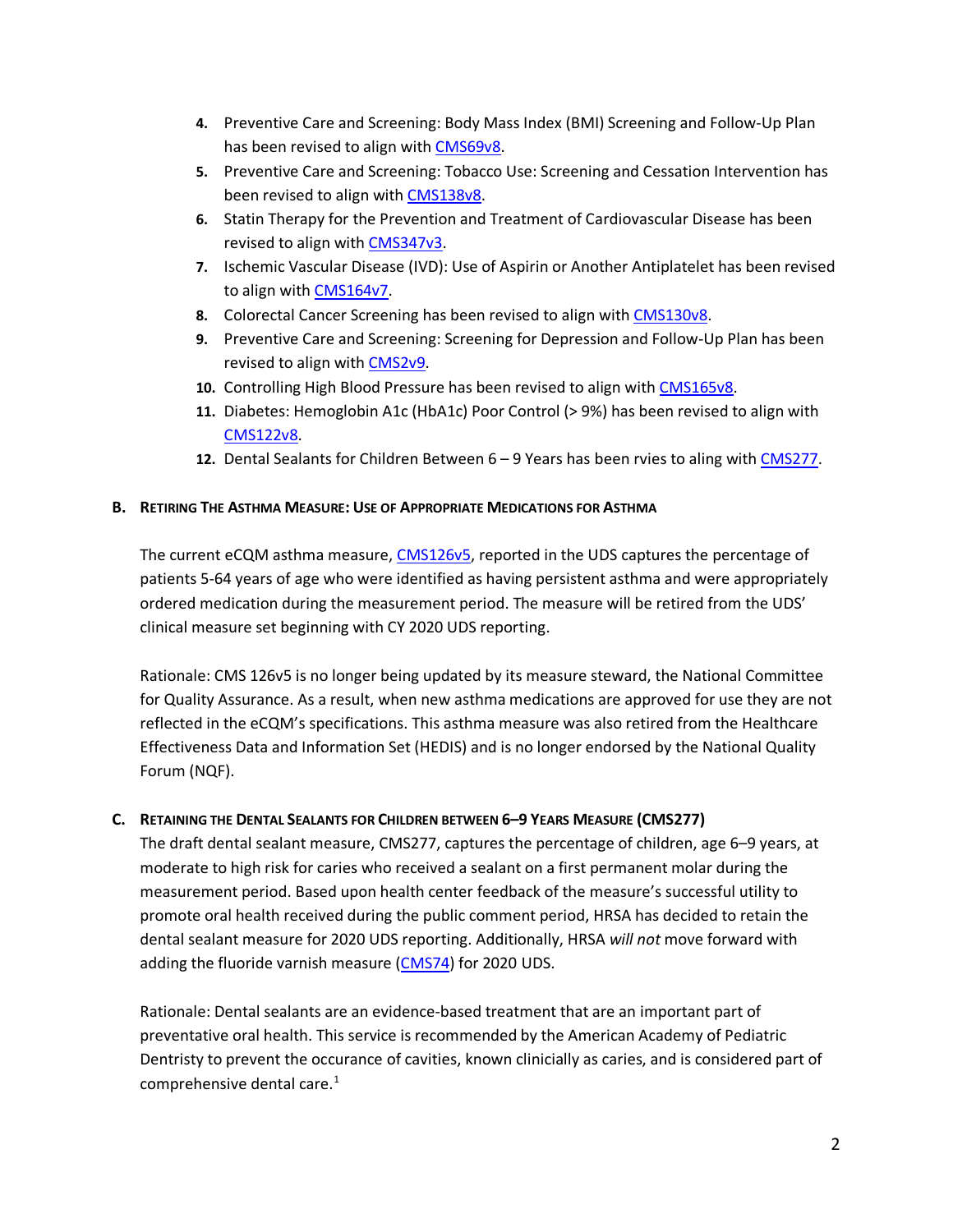4. Preventive Care and Screening: Body Mass Index (BMI) Screening and Follow-Up Plan has been revised to align with CMS69v8.
5. Preventive Care and Screening: Tobacco Use: Screening and Cessation Intervention has been revised to align with CMS138v8.
6. Statin Therapy for the Prevention and Treatment of Cardiovascular Disease has been revised to align with CMS347v3.
7. Ischemic Vascular Disease (IVD): Use of Aspirin or Another Antiplatelet has been revised to align with CMS164v7.
8. Colorectal Cancer Screening has been revised to align with CMS130v8.
9. Preventive Care and Screening: Screening for Depression and Follow-Up Plan has been revised to align with CMS2v9.
10. Controlling High Blood Pressure has been revised to align with CMS165v8.
11. Diabetes: Hemoglobin A1c (HbA1c) Poor Control (> 9%) has been revised to align with CMS122v8.
12. Dental Sealants for Children Between 6 – 9 Years has been rvies to aling with CMS277.

### B. Retiring The Asthma Measure: Use of Appropriate Medications for Asthma

The current eCQM asthma measure, CMS126v5, reported in the UDS captures the percentage of patients 5-64 years of age who were identified as having persistent asthma and were appropriately ordered medication during the measurement period. The measure will be retired from the UDS' clinical measure set beginning with CY 2020 UDS reporting.

Rationale: CMS 126v5 is no longer being updated by its measure steward, the National Committee for Quality Assurance. As a result, when new asthma medications are approved for use they are not reflected in the eCQM's specifications. This asthma measure was also retired from the Healthcare Effectiveness Data and Information Set (HEDIS) and is no longer endorsed by the National Quality Forum (NQF).

### C. Retaining the Dental Sealants for Children between 6–9 Years Measure (CMS277)

The draft dental sealant measure, CMS277, captures the percentage of children, age 6–9 years, at moderate to high risk for caries who received a sealant on a first permanent molar during the measurement period. Based upon health center feedback of the measure's successful utility to promote oral health received during the public comment period, HRSA has decided to retain the dental sealant measure for 2020 UDS reporting. Additionally, HRSA *will not* move forward with adding the fluoride varnish measure (CMS74) for 2020 UDS.

Rationale: Dental sealants are an evidence-based treatment that are an important part of preventative oral health. This service is recommended by the American Academy of Pediatric Dentristy to prevent the occurance of cavities, known clinicially as caries, and is considered part of comprehensive dental care.[1]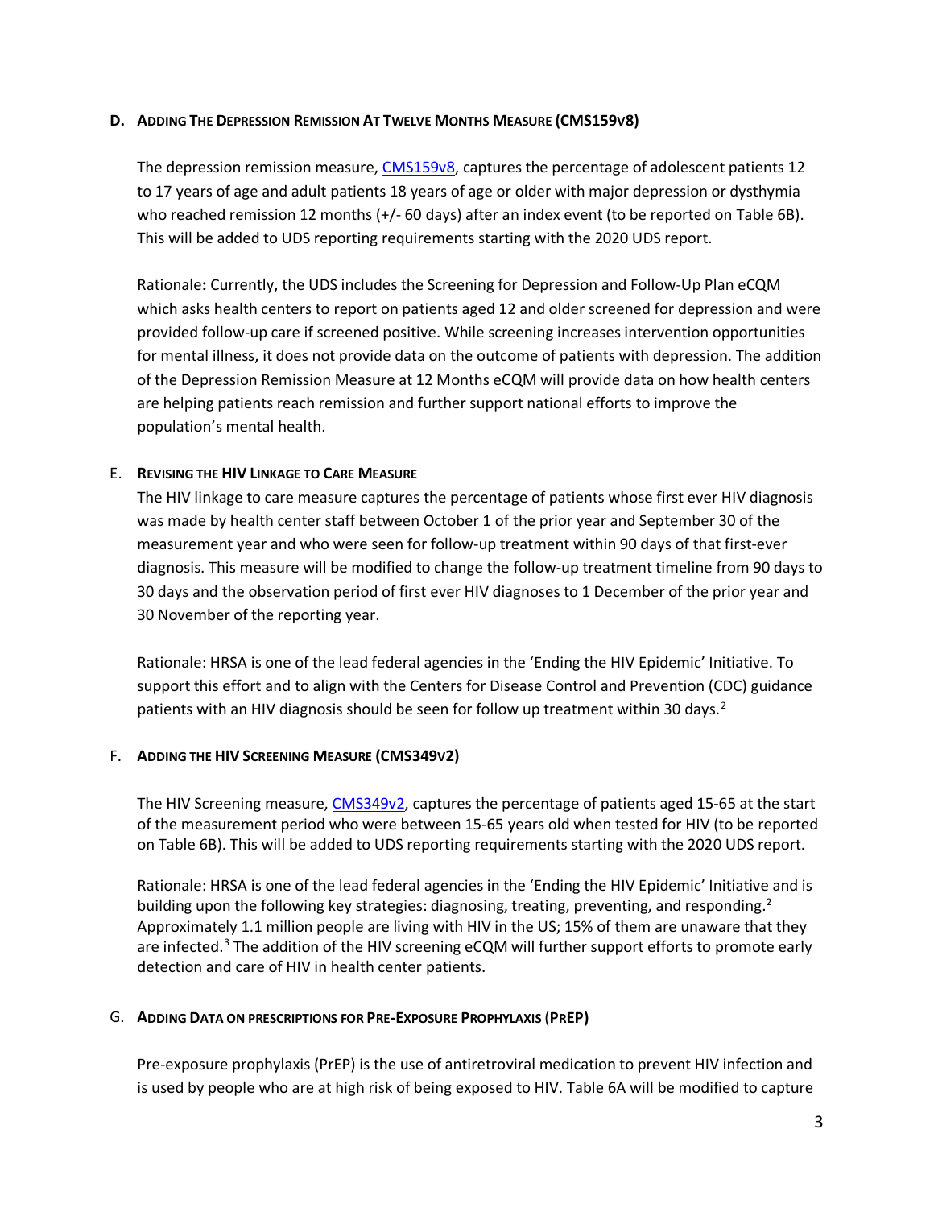### D. Adding The Depression Remission At Twelve Months Measure (CMS159v8)

The depression remission measure, [CMS159v8](), captures the percentage of adolescent patients 12 to 17 years of age and adult patients 18 years of age or older with major depression or dysthymia who reached remission 12 months (+/- 60 days) after an index event (to be reported on Table 6B). This will be added to UDS reporting requirements starting with the 2020 UDS report.

Rationale**:** Currently, the UDS includes the Screening for Depression and Follow-Up Plan eCQM which asks health centers to report on patients aged 12 and older screened for depression and were provided follow-up care if screened positive. While screening increases intervention opportunities for mental illness, it does not provide data on the outcome of patients with depression. The addition of the Depression Remission Measure at 12 Months eCQM will provide data on how health centers are helping patients reach remission and further support national efforts to improve the population's mental health.

### E. Revising the HIV Linkage to Care Measure

The HIV linkage to care measure captures the percentage of patients whose first ever HIV diagnosis was made by health center staff between October 1 of the prior year and September 30 of the measurement year and who were seen for follow-up treatment within 90 days of that first-ever diagnosis. This measure will be modified to change the follow-up treatment timeline from 90 days to 30 days and the observation period of first ever HIV diagnoses to 1 December of the prior year and 30 November of the reporting year.

Rationale: HRSA is one of the lead federal agencies in the 'Ending the HIV Epidemic' Initiative. To support this effort and to align with the Centers for Disease Control and Prevention (CDC) guidance patients with an HIV diagnosis should be seen for follow up treatment within 30 days.[2]

### F. Adding the HIV Screening Measure (CMS349v2)

The HIV Screening measure, [CMS349v2](), captures the percentage of patients aged 15-65 at the start of the measurement period who were between 15-65 years old when tested for HIV (to be reported on Table 6B). This will be added to UDS reporting requirements starting with the 2020 UDS report.

Rationale: HRSA is one of the lead federal agencies in the 'Ending the HIV Epidemic' Initiative and is building upon the following key strategies: diagnosing, treating, preventing, and responding.[2] Approximately 1.1 million people are living with HIV in the US; 15% of them are unaware that they are infected.[3] The addition of the HIV screening eCQM will further support efforts to promote early detection and care of HIV in health center patients.

### G. Adding Data on prescriptions for Pre-Exposure Prophylaxis (PrEP)

Pre-exposure prophylaxis (PrEP) is the use of antiretroviral medication to prevent HIV infection and is used by people who are at high risk of being exposed to HIV. Table 6A will be modified to capture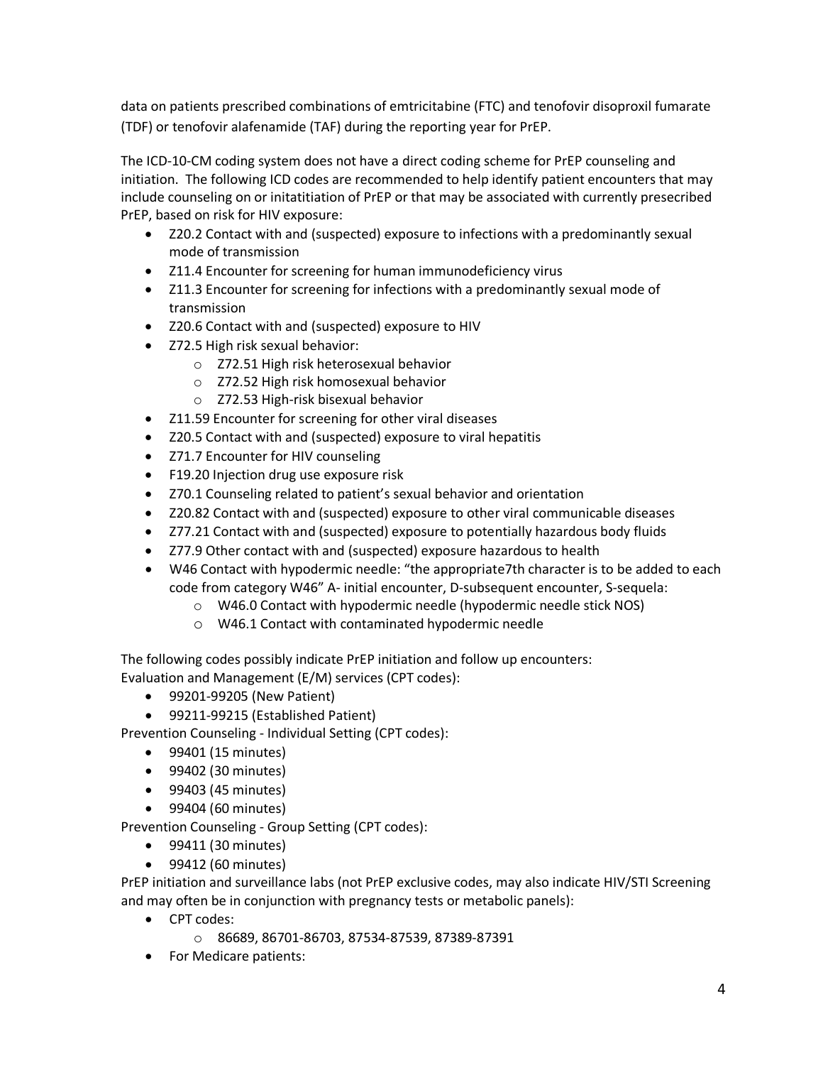data on patients prescribed combinations of emtricitabine (FTC) and tenofovir disoproxil fumarate (TDF) or tenofovir alafenamide (TAF) during the reporting year for PrEP.

The ICD-10-CM coding system does not have a direct coding scheme for PrEP counseling and initiation. The following ICD codes are recommended to help identify patient encounters that may include counseling on or initatitiation of PrEP or that may be associated with currently presecribed PrEP, based on risk for HIV exposure:

- Z20.2 Contact with and (suspected) exposure to infections with a predominantly sexual mode of transmission
- Z11.4 Encounter for screening for human immunodeficiency virus
- Z11.3 Encounter for screening for infections with a predominantly sexual mode of transmission
- Z20.6 Contact with and (suspected) exposure to HIV
- Z72.5 High risk sexual behavior:
  - Z72.51 High risk heterosexual behavior
  - Z72.52 High risk homosexual behavior
  - Z72.53 High-risk bisexual behavior
- Z11.59 Encounter for screening for other viral diseases
- Z20.5 Contact with and (suspected) exposure to viral hepatitis
- Z71.7 Encounter for HIV counseling
- F19.20 Injection drug use exposure risk
- Z70.1 Counseling related to patient's sexual behavior and orientation
- Z20.82 Contact with and (suspected) exposure to other viral communicable diseases
- Z77.21 Contact with and (suspected) exposure to potentially hazardous body fluids
- Z77.9 Other contact with and (suspected) exposure hazardous to health
- W46 Contact with hypodermic needle: "the appropriate7th character is to be added to each code from category W46" A- initial encounter, D-subsequent encounter, S-sequela:
  - W46.0 Contact with hypodermic needle (hypodermic needle stick NOS)
  - W46.1 Contact with contaminated hypodermic needle

The following codes possibly indicate PrEP initiation and follow up encounters:
Evaluation and Management (E/M) services (CPT codes):

- 99201-99205 (New Patient)
- 99211-99215 (Established Patient)

Prevention Counseling - Individual Setting (CPT codes):

- 99401 (15 minutes)
- 99402 (30 minutes)
- 99403 (45 minutes)
- 99404 (60 minutes)

Prevention Counseling - Group Setting (CPT codes):

- 99411 (30 minutes)
- 99412 (60 minutes)

PrEP initiation and surveillance labs (not PrEP exclusive codes, may also indicate HIV/STI Screening and may often be in conjunction with pregnancy tests or metabolic panels):

- CPT codes:
  - 86689, 86701-86703, 87534-87539, 87389-87391
- For Medicare patients: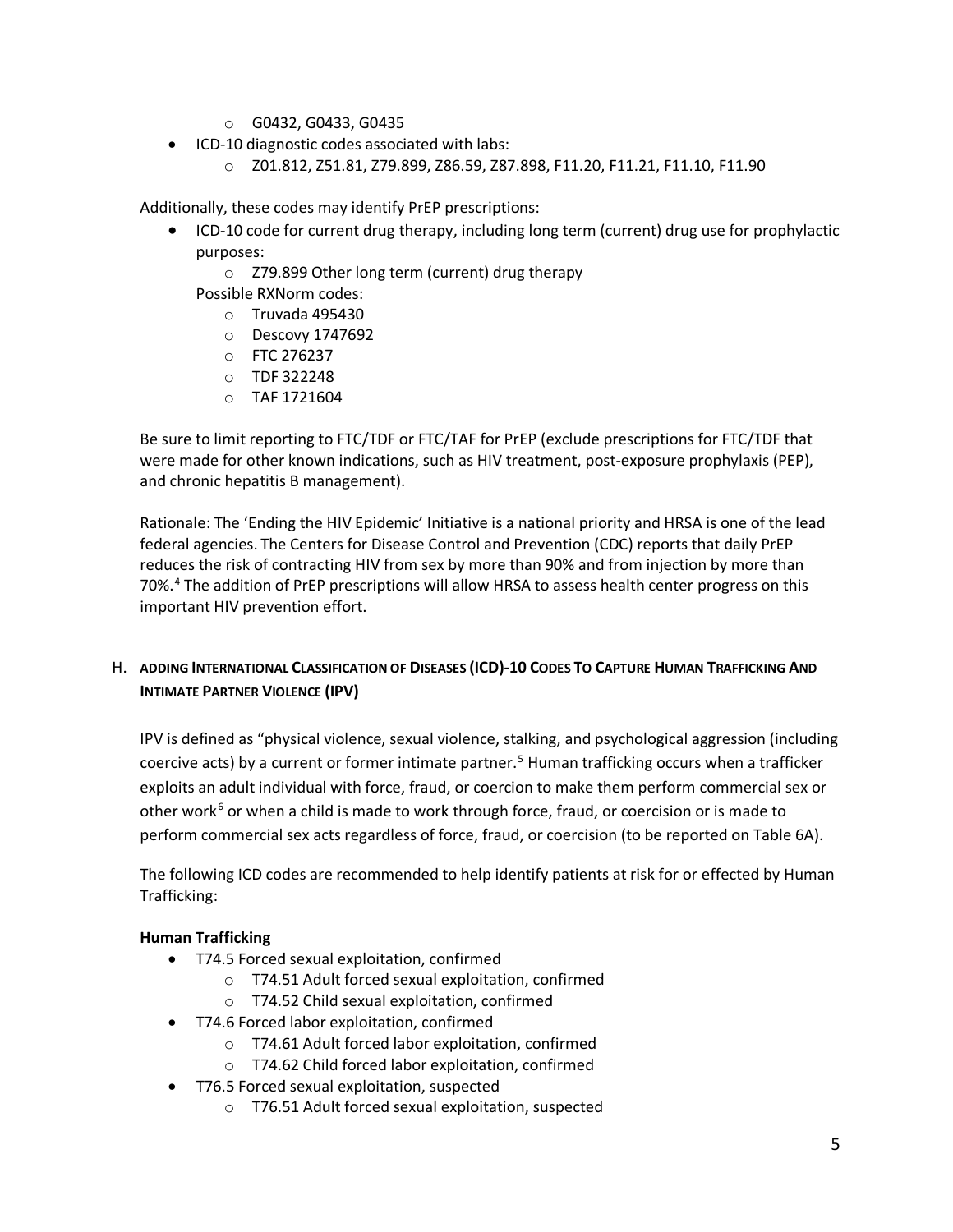- G0432, G0433, G0435
- ICD-10 diagnostic codes associated with labs:
    - Z01.812, Z51.81, Z79.899, Z86.59, Z87.898, F11.20, F11.21, F11.10, F11.90

Additionally, these codes may identify PrEP prescriptions:

- ICD-10 code for current drug therapy, including long term (current) drug use for prophylactic purposes:
    - Z79.899 Other long term (current) drug therapy

  Possible RXNorm codes:
    - Truvada 495430
    - Descovy 1747692
    - FTC 276237
    - TDF 322248
    - TAF 1721604

Be sure to limit reporting to FTC/TDF or FTC/TAF for PrEP (exclude prescriptions for FTC/TDF that were made for other known indications, such as HIV treatment, post-exposure prophylaxis (PEP), and chronic hepatitis B management).

Rationale: The 'Ending the HIV Epidemic' Initiative is a national priority and HRSA is one of the lead federal agencies. The Centers for Disease Control and Prevention (CDC) reports that daily PrEP reduces the risk of contracting HIV from sex by more than 90% and from injection by more than 70%.[4] The addition of PrEP prescriptions will allow HRSA to assess health center progress on this important HIV prevention effort.

## H. Adding International Classification of Diseases (ICD)-10 Codes To Capture Human Trafficking And Intimate Partner Violence (IPV)

IPV is defined as "physical violence, sexual violence, stalking, and psychological aggression (including coercive acts) by a current or former intimate partner.[5] Human trafficking occurs when a trafficker exploits an adult individual with force, fraud, or coercion to make them perform commercial sex or other work[6] or when a child is made to work through force, fraud, or coercision or is made to perform commercial sex acts regardless of force, fraud, or coercision (to be reported on Table 6A).

The following ICD codes are recommended to help identify patients at risk for or effected by Human Trafficking:

**Human Trafficking**

- T74.5 Forced sexual exploitation, confirmed
    - T74.51 Adult forced sexual exploitation, confirmed
    - T74.52 Child sexual exploitation, confirmed
- T74.6 Forced labor exploitation, confirmed
    - T74.61 Adult forced labor exploitation, confirmed
    - T74.62 Child forced labor exploitation, confirmed
- T76.5 Forced sexual exploitation, suspected
    - T76.51 Adult forced sexual exploitation, suspected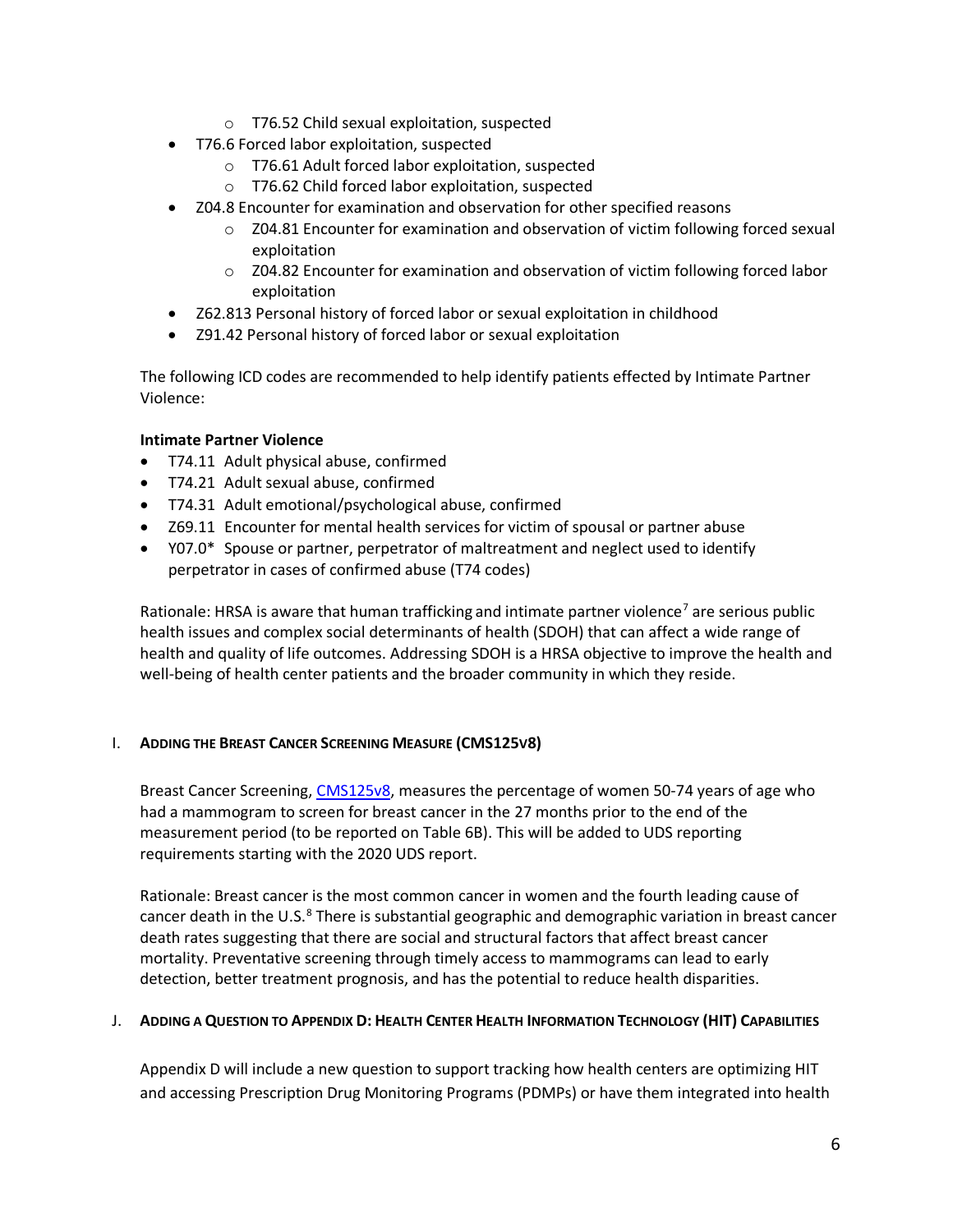- T76.52 Child sexual exploitation, suspected
- T76.6 Forced labor exploitation, suspected
    - T76.61 Adult forced labor exploitation, suspected
    - T76.62 Child forced labor exploitation, suspected
- Z04.8 Encounter for examination and observation for other specified reasons
    - Z04.81 Encounter for examination and observation of victim following forced sexual exploitation
    - Z04.82 Encounter for examination and observation of victim following forced labor exploitation
- Z62.813 Personal history of forced labor or sexual exploitation in childhood
- Z91.42 Personal history of forced labor or sexual exploitation

The following ICD codes are recommended to help identify patients effected by Intimate Partner Violence:

**Intimate Partner Violence**

- T74.11 Adult physical abuse, confirmed
- T74.21 Adult sexual abuse, confirmed
- T74.31 Adult emotional/psychological abuse, confirmed
- Z69.11 Encounter for mental health services for victim of spousal or partner abuse
- Y07.0* Spouse or partner, perpetrator of maltreatment and neglect used to identify perpetrator in cases of confirmed abuse (T74 codes)

Rationale: HRSA is aware that human trafficking and intimate partner violence[7] are serious public health issues and complex social determinants of health (SDOH) that can affect a wide range of health and quality of life outcomes. Addressing SDOH is a HRSA objective to improve the health and well-being of health center patients and the broader community in which they reside.

## I. Adding the Breast Cancer Screening Measure (CMS125v8)

Breast Cancer Screening, CMS125v8, measures the percentage of women 50-74 years of age who had a mammogram to screen for breast cancer in the 27 months prior to the end of the measurement period (to be reported on Table 6B). This will be added to UDS reporting requirements starting with the 2020 UDS report.

Rationale: Breast cancer is the most common cancer in women and the fourth leading cause of cancer death in the U.S.[8] There is substantial geographic and demographic variation in breast cancer death rates suggesting that there are social and structural factors that affect breast cancer mortality. Preventative screening through timely access to mammograms can lead to early detection, better treatment prognosis, and has the potential to reduce health disparities.

## J. Adding a Question to Appendix D: Health Center Health Information Technology (HIT) Capabilities

Appendix D will include a new question to support tracking how health centers are optimizing HIT and accessing Prescription Drug Monitoring Programs (PDMPs) or have them integrated into health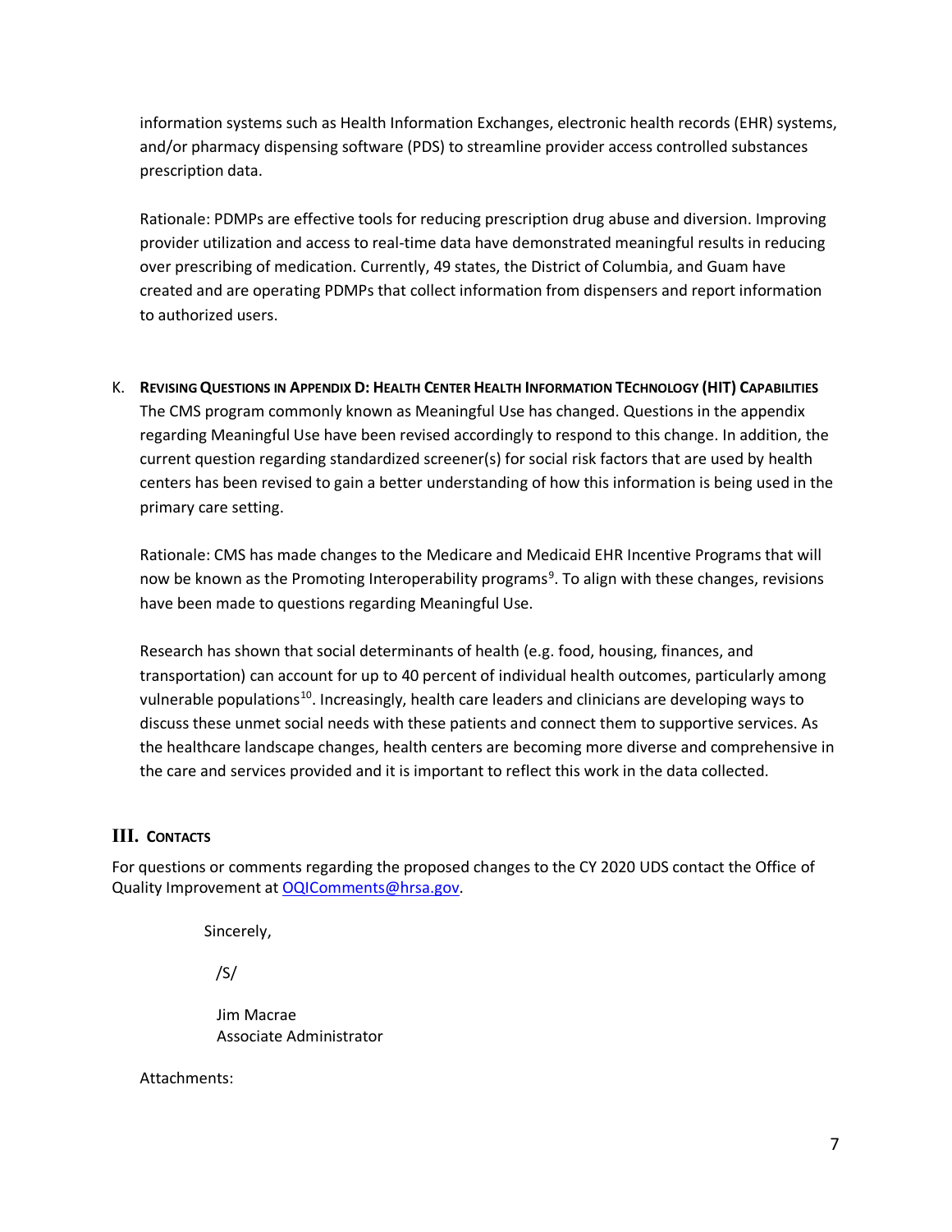information systems such as Health Information Exchanges, electronic health records (EHR) systems, and/or pharmacy dispensing software (PDS) to streamline provider access controlled substances prescription data.

Rationale: PDMPs are effective tools for reducing prescription drug abuse and diversion. Improving provider utilization and access to real-time data have demonstrated meaningful results in reducing over prescribing of medication. Currently, 49 states, the District of Columbia, and Guam have created and are operating PDMPs that collect information from dispensers and report information to authorized users.

K. **Revising Questions in Appendix D: Health Center Health Information Technology (HIT) Capabilities**

The CMS program commonly known as Meaningful Use has changed. Questions in the appendix regarding Meaningful Use have been revised accordingly to respond to this change. In addition, the current question regarding standardized screener(s) for social risk factors that are used by health centers has been revised to gain a better understanding of how this information is being used in the primary care setting.

Rationale: CMS has made changes to the Medicare and Medicaid EHR Incentive Programs that will now be known as the Promoting Interoperability programs[9]. To align with these changes, revisions have been made to questions regarding Meaningful Use.

Research has shown that social determinants of health (e.g. food, housing, finances, and transportation) can account for up to 40 percent of individual health outcomes, particularly among vulnerable populations[10]. Increasingly, health care leaders and clinicians are developing ways to discuss these unmet social needs with these patients and connect them to supportive services. As the healthcare landscape changes, health centers are becoming more diverse and comprehensive in the care and services provided and it is important to reflect this work in the data collected.

## III. Contacts

For questions or comments regarding the proposed changes to the CY 2020 UDS contact the Office of Quality Improvement at OQIComments@hrsa.gov.

Sincerely,

/S/

Jim Macrae
Associate Administrator

Attachments: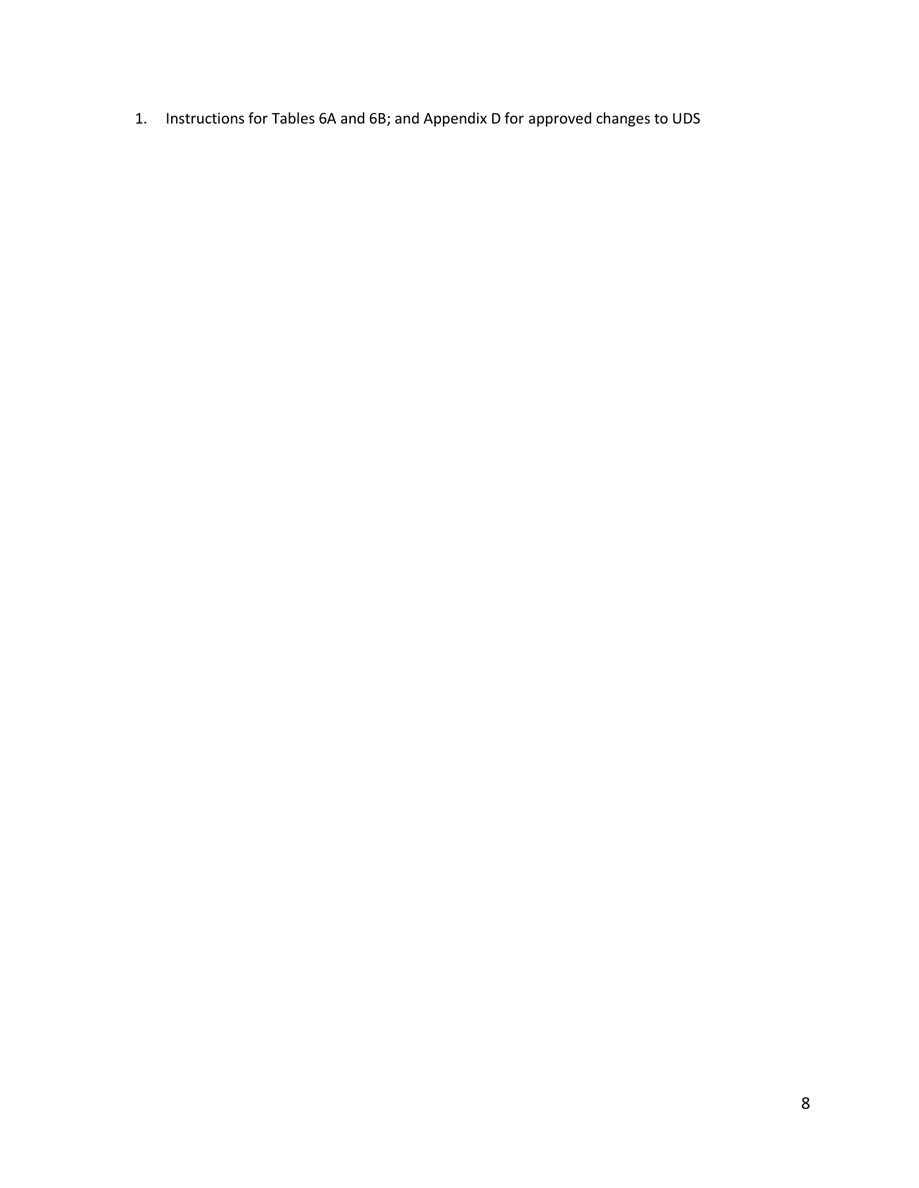1. Instructions for Tables 6A and 6B; and Appendix D for approved changes to UDS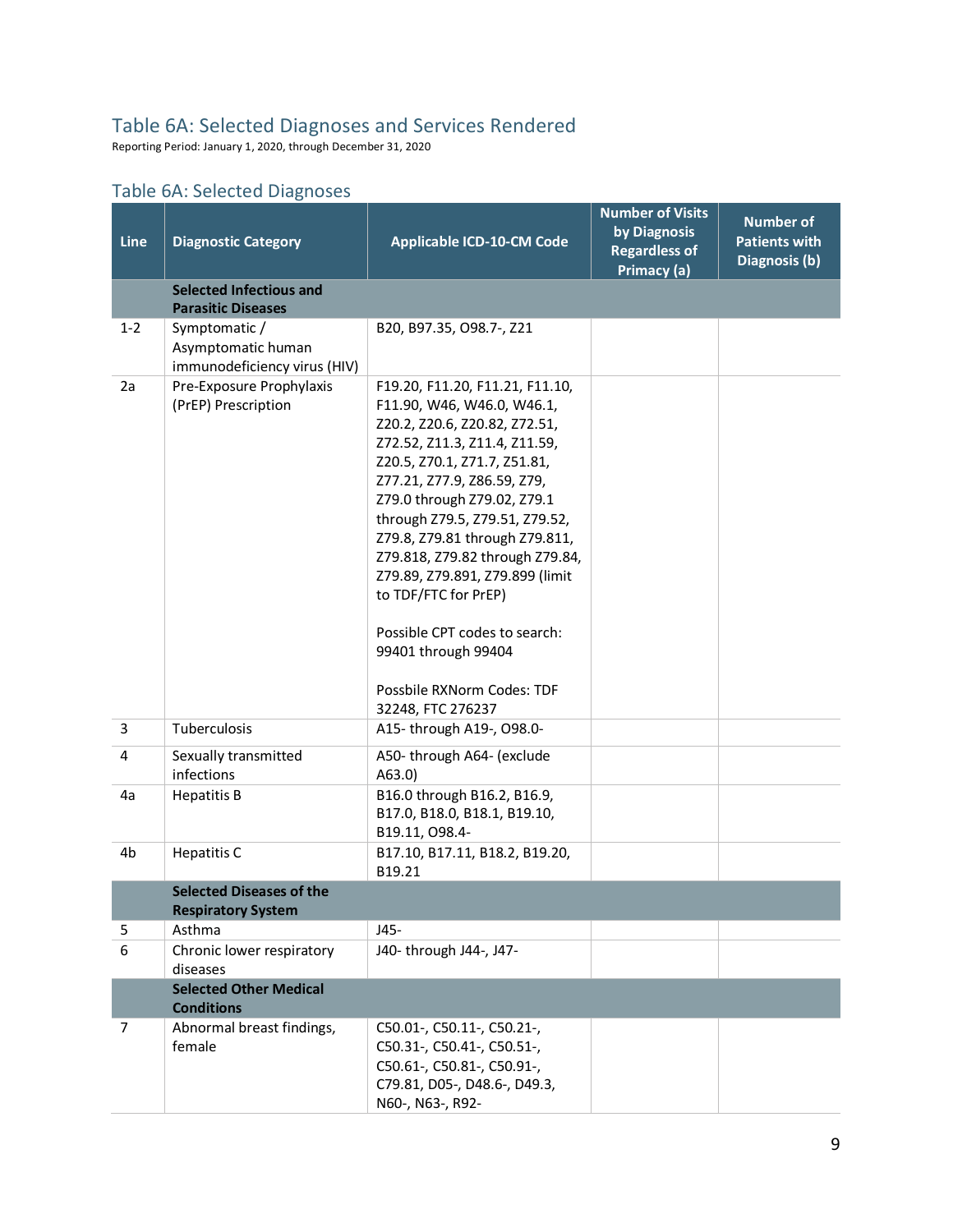## Table 6A: Selected Diagnoses and Services Rendered

Reporting Period: January 1, 2020, through December 31, 2020

### Table 6A: Selected Diagnoses

| Line | Diagnostic Category | Applicable ICD-10-CM Code | Number of Visits by Diagnosis Regardless of Primacy (a) | Number of Patients with Diagnosis (b) |
|---|---|---|---|---|
| | **Selected Infectious and Parasitic Diseases** | | | |
| 1-2 | Symptomatic / Asymptomatic human immunodeficiency virus (HIV) | B20, B97.35, O98.7-, Z21 | | |
| 2a | Pre-Exposure Prophylaxis (PrEP) Prescription | F19.20, F11.20, F11.21, F11.10, F11.90, W46, W46.0, W46.1, Z20.2, Z20.6, Z20.82, Z72.51, Z72.52, Z72.53, Z11.3, Z11.4, Z11.59, Z20.5, Z70.1, Z71.7, Z51.81, Z77.21, Z77.9, Z86.59, Z79, Z79.0 through Z79.02, Z79.1 through Z79.5, Z79.51, Z79.52, Z79.8, Z79.81 through Z79.811, Z79.818, Z79.82 through Z79.84, Z79.89, Z79.891, Z79.899 (limit to TDF/FTC for PrEP)<br><br>Possible CPT codes to search: 99401 through 99404<br><br>Possbile RXNorm Codes: TDF 32248, FTC 276237 | | |
| 3 | Tuberculosis | A15- through A19-, O98.0- | | |
| 4 | Sexually transmitted infections | A50- through A64- (exclude A63.0) | | |
| 4a | Hepatitis B | B16.0 through B16.2, B16.9, B17.0, B18.0, B18.1, B19.10, B19.11, O98.4- | | |
| 4b | Hepatitis C | B17.10, B17.11, B18.2, B19.20, B19.21 | | |
| | **Selected Diseases of the Respiratory System** | | | |
| 5 | Asthma | J45- | | |
| 6 | Chronic lower respiratory diseases | J40- through J44-, J47- | | |
| | **Selected Other Medical Conditions** | | | |
| 7 | Abnormal breast findings, female | C50.01-, C50.11-, C50.21-, C50.31-, C50.41-, C50.51-, C50.61-, C50.81-, C50.91-, C79.81, D05-, D48.6-, D49.3, N60-, N63-, R92- | | |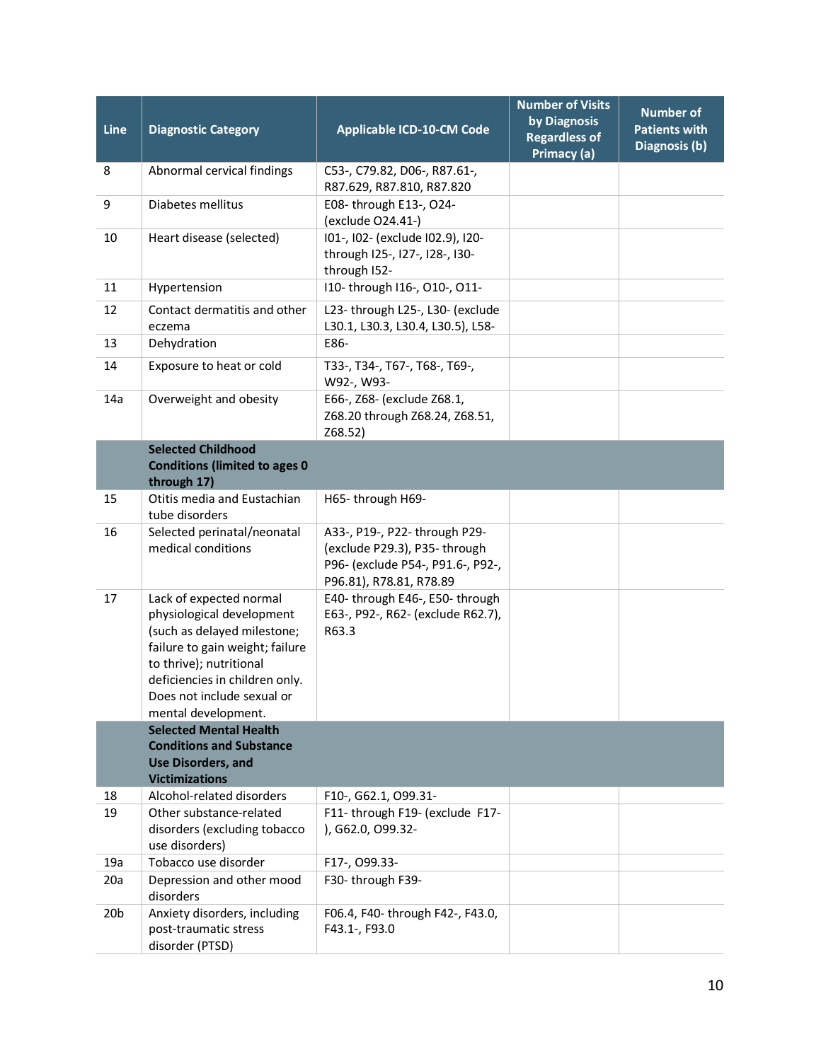| Line | Diagnostic Category | Applicable ICD-10-CM Code | Number of Visits by Diagnosis Regardless of Primacy (a) | Number of Patients with Diagnosis (b) |
|---|---|---|---|---|
| 8 | Abnormal cervical findings | C53-, C79.82, D06-, R87.61-, R87.629, R87.810, R87.820 | | |
| 9 | Diabetes mellitus | E08- through E13-, O24- (exclude O24.41-) | | |
| 10 | Heart disease (selected) | I01-, I02- (exclude I02.9), I20- through I25-, I27-, I28-, I30- through I52- | | |
| 11 | Hypertension | I10- through I16-, O10-, O11- | | |
| 12 | Contact dermatitis and other eczema | L23- through L25-, L30- (exclude L30.1, L30.3, L30.4, L30.5), L58- | | |
| 13 | Dehydration | E86- | | |
| 14 | Exposure to heat or cold | T33-, T34-, T67-, T68-, T69-, W92-, W93- | | |
| 14a | Overweight and obesity | E66-, Z68- (exclude Z68.1, Z68.20 through Z68.24, Z68.51, Z68.52) | | |
| | **Selected Childhood Conditions (limited to ages 0 through 17)** | | | |
| 15 | Otitis media and Eustachian tube disorders | H65- through H69- | | |
| 16 | Selected perinatal/neonatal medical conditions | A33-, P19-, P22- through P29- (exclude P29.3), P35- through P96- (exclude P54-, P91.6-, P92-, P96.81), R78.81, R78.89 | | |
| 17 | Lack of expected normal physiological development (such as delayed milestone; failure to gain weight; failure to thrive); nutritional deficiencies in children only. Does not include sexual or mental development. | E40- through E46-, E50- through E63-, P92-, R62- (exclude R62.7), R63.3 | | |
| | **Selected Mental Health Conditions and Substance Use Disorders, and Victimizations** | | | |
| 18 | Alcohol-related disorders | F10-, G62.1, O99.31- | | |
| 19 | Other substance-related disorders (excluding tobacco use disorders) | F11- through F19- (exclude F17-), G62.0, O99.32- | | |
| 19a | Tobacco use disorder | F17-, O99.33- | | |
| 20a | Depression and other mood disorders | F30- through F39- | | |
| 20b | Anxiety disorders, including post-traumatic stress disorder (PTSD) | F06.4, F40- through F42-, F43.0, F43.1-, F93.0 | | |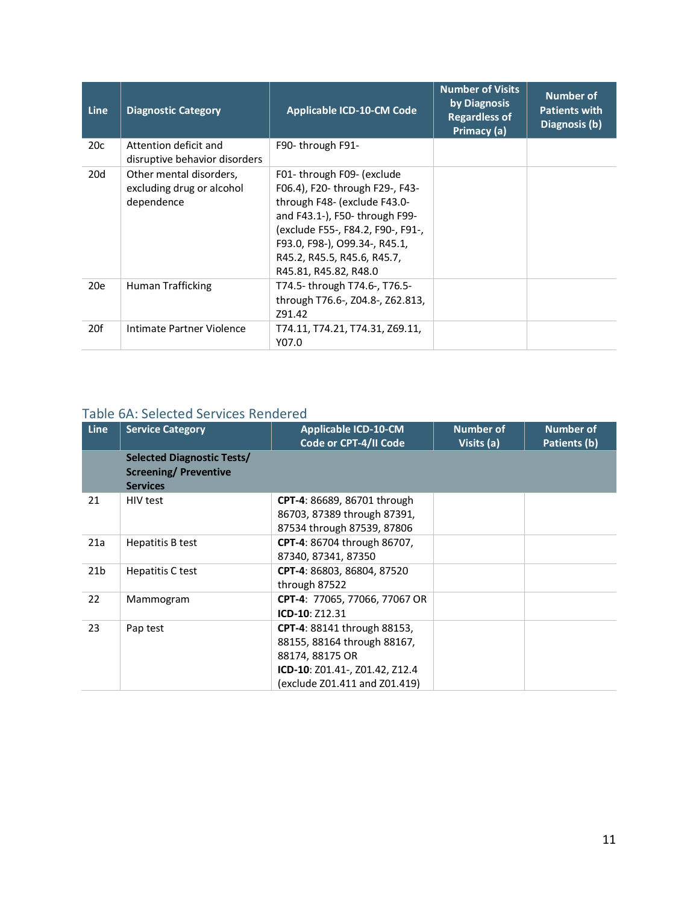| Line | Diagnostic Category | Applicable ICD-10-CM Code | Number of Visits by Diagnosis Regardless of Primacy (a) | Number of Patients with Diagnosis (b) |
|---|---|---|---|---|
| 20c | Attention deficit and disruptive behavior disorders | F90- through F91- | | |
| 20d | Other mental disorders, excluding drug or alcohol dependence | F01- through F09- (exclude F06.4), F20- through F29-, F43- through F48- (exclude F43.0- and F43.1-), F50- through F99- (exclude F55-, F84.2, F90-, F91-, F93.0, F98-), O99.34-, R45.1, R45.2, R45.5, R45.6, R45.7, R45.81, R45.82, R48.0 | | |
| 20e | Human Trafficking | T74.5- through T74.6-, T76.5- through T76.6-, Z04.8-, Z62.813, Z91.42 | | |
| 20f | Intimate Partner Violence | T74.11, T74.21, T74.31, Z69.11, Y07.0 | | |

## Table 6A: Selected Services Rendered

| Line | Service Category | Applicable ICD-10-CM Code or CPT-4/II Code | Number of Visits (a) | Number of Patients (b) |
|---|---|---|---|---|
| | **Selected Diagnostic Tests/ Screening/ Preventive Services** | | | |
| 21 | HIV test | **CPT-4**: 86689, 86701 through 86703, 87389 through 87391, 87534 through 87539, 87806 | | |
| 21a | Hepatitis B test | **CPT-4**: 86704 through 86707, 87340, 87341, 87350 | | |
| 21b | Hepatitis C test | **CPT-4**: 86803, 86804, 87520 through 87522 | | |
| 22 | Mammogram | **CPT-4**: 77065, 77066, 77067 OR **ICD-10**: Z12.31 | | |
| 23 | Pap test | **CPT-4**: 88141 through 88153, 88155, 88164 through 88167, 88174, 88175 OR **ICD-10**: Z01.41-, Z01.42, Z12.4 (exclude Z01.411 and Z01.419) | | |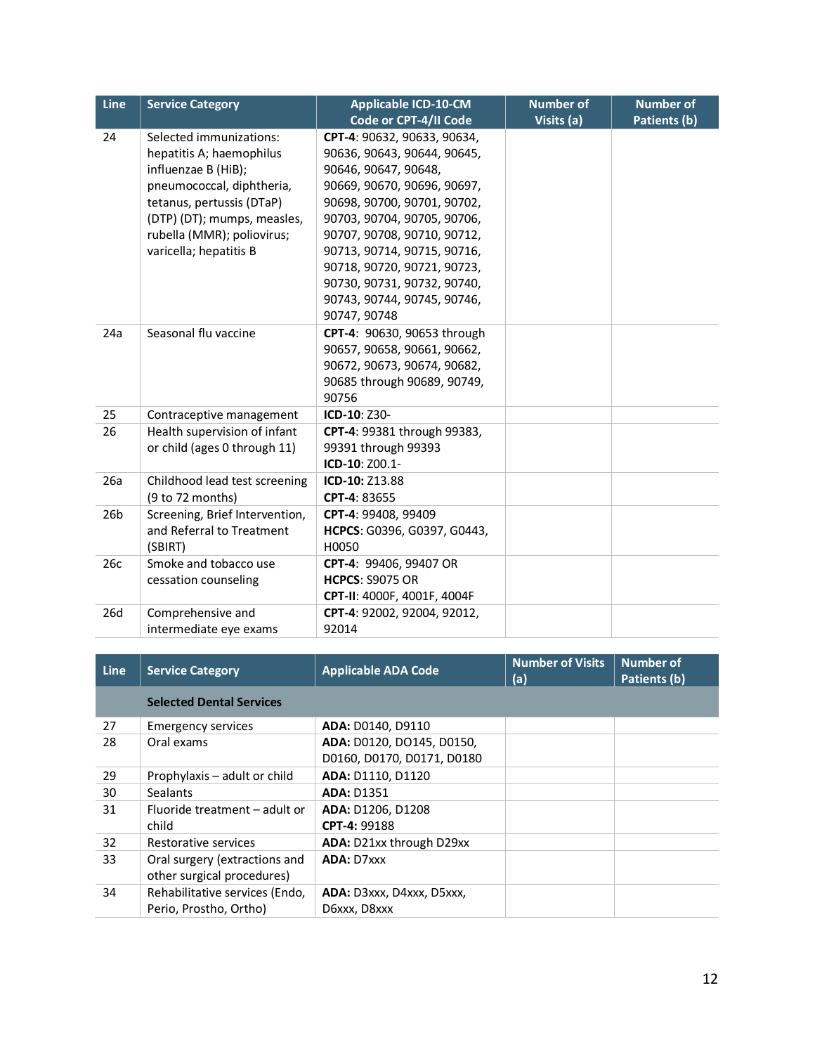| Line | Service Category | Applicable ICD-10-CM Code or CPT-4/II Code | Number of Visits (a) | Number of Patients (b) |
|---|---|---|---|---|
| 24 | Selected immunizations: hepatitis A; haemophilus influenzae B (HiB); pneumococcal, diphtheria, tetanus, pertussis (DTaP) (DTP) (DT); mumps, measles, rubella (MMR); poliovirus; varicella; hepatitis B | **CPT-4**: 90632, 90633, 90634, 90636, 90643, 90644, 90645, 90646, 90647, 90648, 90669, 90670, 90696, 90697, 90698, 90700, 90701, 90702, 90703, 90704, 90705, 90706, 90707, 90708, 90710, 90712, 90713, 90714, 90715, 90716, 90718, 90720, 90721, 90723, 90730, 90731, 90732, 90740, 90743, 90744, 90745, 90746, 90747, 90748 | | |
| 24a | Seasonal flu vaccine | **CPT-4**: 90630, 90653 through 90657, 90658, 90661, 90662, 90672, 90673, 90674, 90682, 90685 through 90689, 90749, 90756 | | |
| 25 | Contraceptive management | **ICD-10**: Z30- | | |
| 26 | Health supervision of infant or child (ages 0 through 11) | **CPT-4**: 99381 through 99383, 99391 through 99393<br>**ICD-10**: Z00.1- | | |
| 26a | Childhood lead test screening (9 to 72 months) | **ICD-10:** Z13.88<br>**CPT-4**: 83655 | | |
| 26b | Screening, Brief Intervention, and Referral to Treatment (SBIRT) | **CPT-4**: 99408, 99409<br>**HCPCS**: G0396, G0397, G0443, H0050 | | |
| 26c | Smoke and tobacco use cessation counseling | **CPT-4**: 99406, 99407 OR<br>**HCPCS**: S9075 OR<br>**CPT-II**: 4000F, 4001F, 4004F | | |
| 26d | Comprehensive and intermediate eye exams | **CPT-4**: 92002, 92004, 92012, 92014 | | |

| Line | Service Category | Applicable ADA Code | Number of Visits (a) | Number of Patients (b) |
|---|---|---|---|---|
| | **Selected Dental Services** | | | |
| 27 | Emergency services | **ADA:** D0140, D9110 | | |
| 28 | Oral exams | **ADA:** D0120, DO145, D0150, D0160, D0170, D0171, D0180 | | |
| 29 | Prophylaxis – adult or child | **ADA:** D1110, D1120 | | |
| 30 | Sealants | **ADA:** D1351 | | |
| 31 | Fluoride treatment – adult or child | **ADA:** D1206, D1208<br>**CPT-4:** 99188 | | |
| 32 | Restorative services | **ADA:** D21xx through D29xx | | |
| 33 | Oral surgery (extractions and other surgical procedures) | **ADA:** D7xxx | | |
| 34 | Rehabilitative services (Endo, Perio, Prostho, Ortho) | **ADA:** D3xxx, D4xxx, D5xxx, D6xxx, D8xxx | | |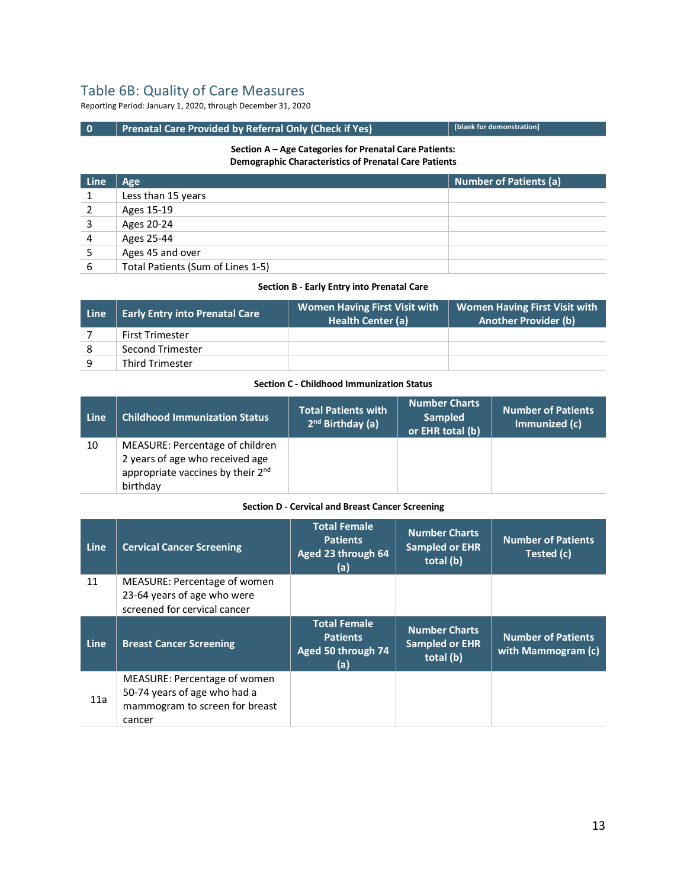## Table 6B: Quality of Care Measures

Reporting Period: January 1, 2020, through December 31, 2020

| 0 | Prenatal Care Provided by Referral Only (Check if Yes) | [blank for demonstration] |
|---|---|---|

**Section A – Age Categories for Prenatal Care Patients: Demographic Characteristics of Prenatal Care Patients**

| Line | Age | Number of Patients (a) |
|---|---|---|
| 1 | Less than 15 years | |
| 2 | Ages 15-19 | |
| 3 | Ages 20-24 | |
| 4 | Ages 25-44 | |
| 5 | Ages 45 and over | |
| 6 | Total Patients (Sum of Lines 1-5) | |

**Section B - Early Entry into Prenatal Care**

| Line | Early Entry into Prenatal Care | Women Having First Visit with Health Center (a) | Women Having First Visit with Another Provider (b) |
|---|---|---|---|
| 7 | First Trimester | | |
| 8 | Second Trimester | | |
| 9 | Third Trimester | | |

**Section C - Childhood Immunization Status**

| Line | Childhood Immunization Status | Total Patients with 2nd Birthday (a) | Number Charts Sampled or EHR total (b) | Number of Patients Immunized (c) |
|---|---|---|---|---|
| 10 | MEASURE: Percentage of children 2 years of age who received age appropriate vaccines by their 2nd birthday | | | |

**Section D - Cervical and Breast Cancer Screening**

| Line | Cervical Cancer Screening | Total Female Patients Aged 23 through 64 (a) | Number Charts Sampled or EHR total (b) | Number of Patients Tested (c) |
|---|---|---|---|---|
| 11 | MEASURE: Percentage of women 23-64 years of age who were screened for cervical cancer | | | |
| **Line** | **Breast Cancer Screening** | **Total Female Patients Aged 50 through 74 (a)** | **Number Charts Sampled or EHR total (b)** | **Number of Patients with Mammogram (c)** |
| 11a | MEASURE: Percentage of women 50-74 years of age who had a mammogram to screen for breast cancer | | | |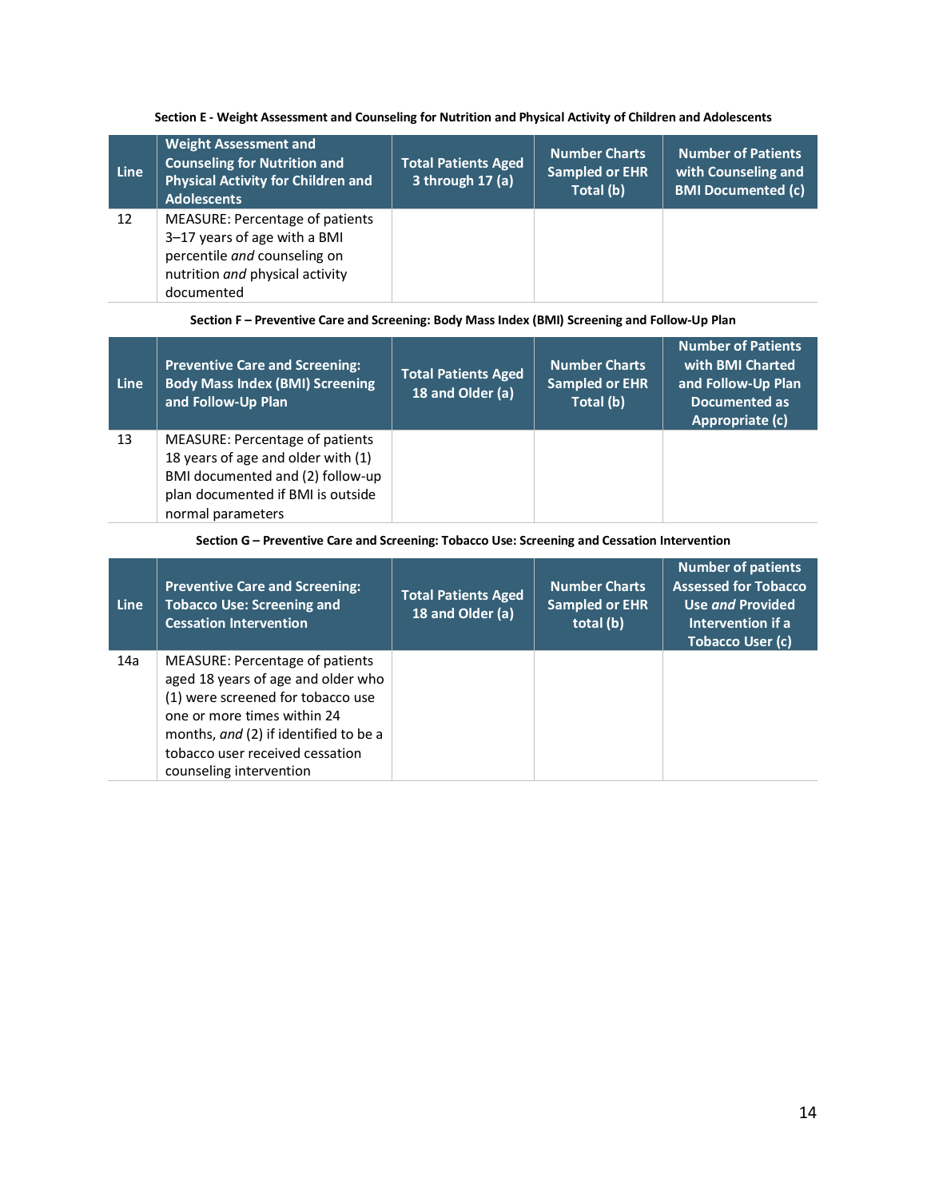**Section E - Weight Assessment and Counseling for Nutrition and Physical Activity of Children and Adolescents**

| Line | Weight Assessment and Counseling for Nutrition and Physical Activity for Children and Adolescents | Total Patients Aged 3 through 17 (a) | Number Charts Sampled or EHR Total (b) | Number of Patients with Counseling and BMI Documented (c) |
|---|---|---|---|---|
| 12 | MEASURE: Percentage of patients 3–17 years of age with a BMI percentile *and* counseling on nutrition *and* physical activity documented | | | |

**Section F – Preventive Care and Screening: Body Mass Index (BMI) Screening and Follow-Up Plan**

| Line | Preventive Care and Screening: Body Mass Index (BMI) Screening and Follow-Up Plan | Total Patients Aged 18 and Older (a) | Number Charts Sampled or EHR Total (b) | Number of Patients with BMI Charted and Follow-Up Plan Documented as Appropriate (c) |
|---|---|---|---|---|
| 13 | MEASURE: Percentage of patients 18 years of age and older with (1) BMI documented and (2) follow-up plan documented if BMI is outside normal parameters | | | |

**Section G – Preventive Care and Screening: Tobacco Use: Screening and Cessation Intervention**

| Line | Preventive Care and Screening: Tobacco Use: Screening and Cessation Intervention | Total Patients Aged 18 and Older (a) | Number Charts Sampled or EHR total (b) | Number of patients Assessed for Tobacco Use *and* Provided Intervention if a Tobacco User (c) |
|---|---|---|---|---|
| 14a | MEASURE: Percentage of patients aged 18 years of age and older who (1) were screened for tobacco use one or more times within 24 months, *and* (2) if identified to be a tobacco user received cessation counseling intervention | | | |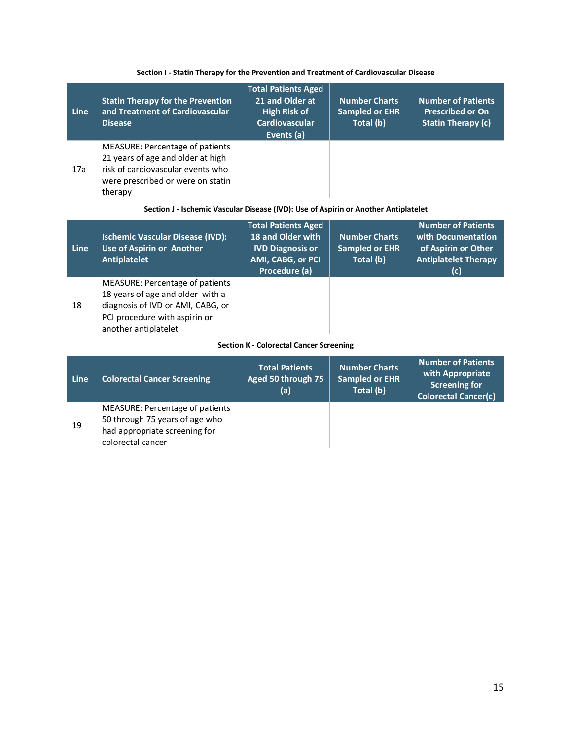### Section I - Statin Therapy for the Prevention and Treatment of Cardiovascular Disease

| Line | Statin Therapy for the Prevention and Treatment of Cardiovascular Disease | Total Patients Aged 21 and Older at High Risk of Cardiovascular Events (a) | Number Charts Sampled or EHR Total (b) | Number of Patients Prescribed or On Statin Therapy (c) |
|---|---|---|---|---|
| 17a | MEASURE: Percentage of patients 21 years of age and older at high risk of cardiovascular events who were prescribed or were on statin therapy | | | |

### Section J - Ischemic Vascular Disease (IVD): Use of Aspirin or Another Antiplatelet

| Line | Ischemic Vascular Disease (IVD): Use of Aspirin or Another Antiplatelet | Total Patients Aged 18 and Older with IVD Diagnosis or AMI, CABG, or PCI Procedure (a) | Number Charts Sampled or EHR Total (b) | Number of Patients with Documentation of Aspirin or Other Antiplatelet Therapy (c) |
|---|---|---|---|---|
| 18 | MEASURE: Percentage of patients 18 years of age and older with a diagnosis of IVD or AMI, CABG, or PCI procedure with aspirin or another antiplatelet | | | |

### Section K - Colorectal Cancer Screening

| Line | Colorectal Cancer Screening | Total Patients Aged 50 through 75 (a) | Number Charts Sampled or EHR Total (b) | Number of Patients with Appropriate Screening for Colorectal Cancer(c) |
|---|---|---|---|---|
| 19 | MEASURE: Percentage of patients 50 through 75 years of age who had appropriate screening for colorectal cancer | | | |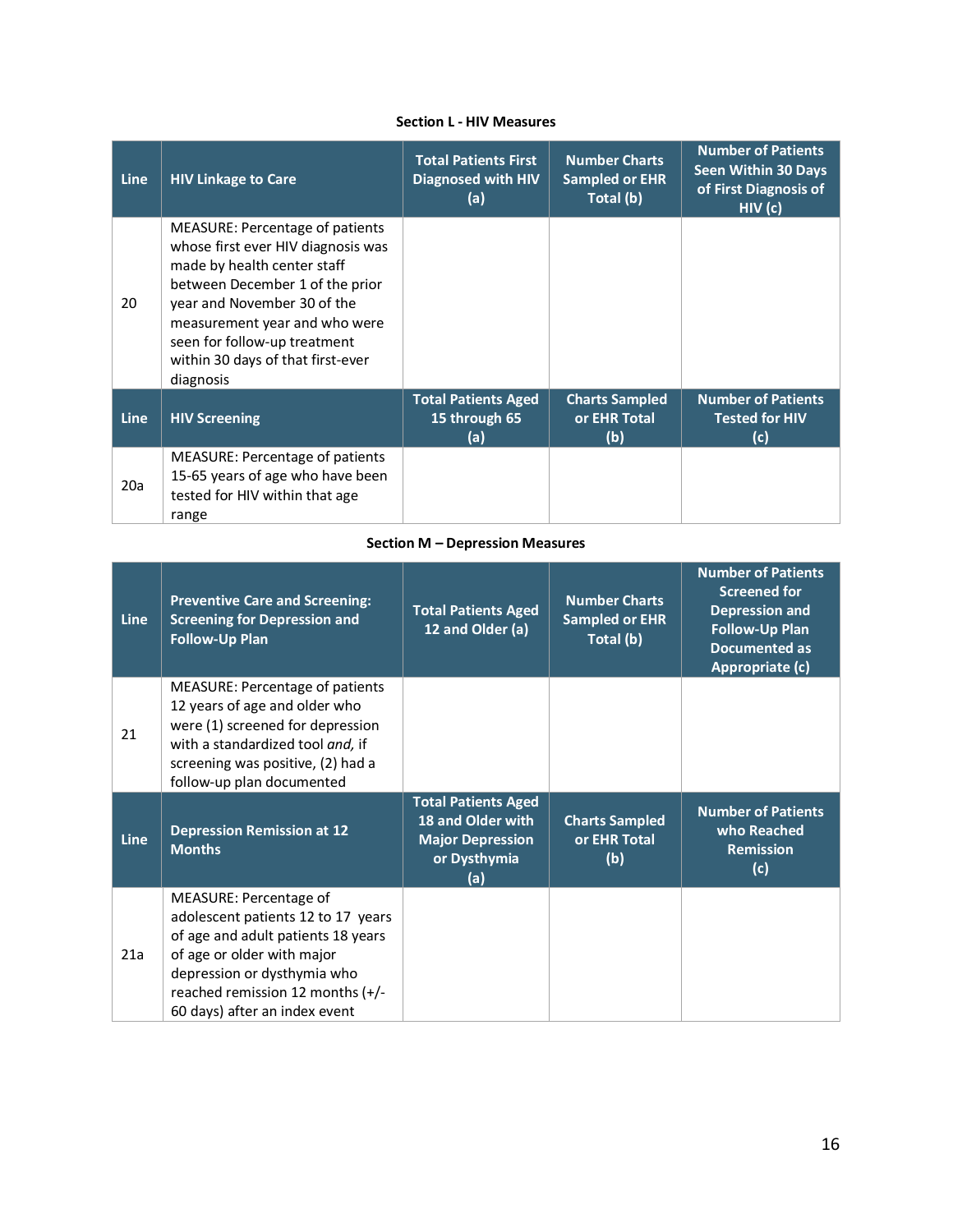### Section L - HIV Measures

| Line | HIV Linkage to Care | Total Patients First Diagnosed with HIV (a) | Number Charts Sampled or EHR Total (b) | Number of Patients Seen Within 30 Days of First Diagnosis of HIV (c) |
|---|---|---|---|---|
| 20 | MEASURE: Percentage of patients whose first ever HIV diagnosis was made by health center staff between December 1 of the prior year and November 30 of the measurement year and who were seen for follow-up treatment within 30 days of that first-ever diagnosis | | | |
| **Line** | **HIV Screening** | **Total Patients Aged 15 through 65 (a)** | **Charts Sampled or EHR Total (b)** | **Number of Patients Tested for HIV (c)** |
| 20a | MEASURE: Percentage of patients 15-65 years of age who have been tested for HIV within that age range | | | |

### Section M – Depression Measures

| Line | Preventive Care and Screening: Screening for Depression and Follow-Up Plan | Total Patients Aged 12 and Older (a) | Number Charts Sampled or EHR Total (b) | Number of Patients Screened for Depression and Follow-Up Plan Documented as Appropriate (c) |
|---|---|---|---|---|
| 21 | MEASURE: Percentage of patients 12 years of age and older who were (1) screened for depression with a standardized tool *and,* if screening was positive, (2) had a follow-up plan documented | | | |
| **Line** | **Depression Remission at 12 Months** | **Total Patients Aged 18 and Older with Major Depression or Dysthymia (a)** | **Charts Sampled or EHR Total (b)** | **Number of Patients who Reached Remission (c)** |
| 21a | MEASURE: Percentage of adolescent patients 12 to 17 years of age and adult patients 18 years of age or older with major depression or dysthymia who reached remission 12 months (+/- 60 days) after an index event | | | |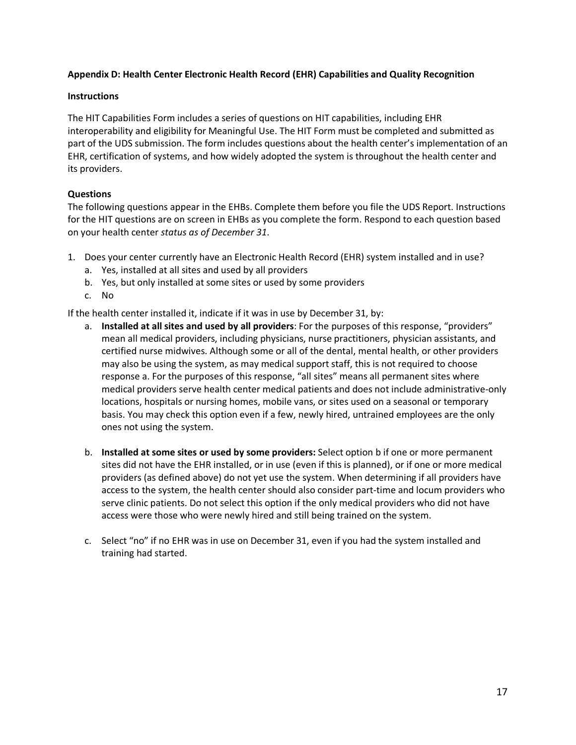**Appendix D: Health Center Electronic Health Record (EHR) Capabilities and Quality Recognition**

**Instructions**

The HIT Capabilities Form includes a series of questions on HIT capabilities, including EHR interoperability and eligibility for Meaningful Use. The HIT Form must be completed and submitted as part of the UDS submission. The form includes questions about the health center's implementation of an EHR, certification of systems, and how widely adopted the system is throughout the health center and its providers.

**Questions**

The following questions appear in the EHBs. Complete them before you file the UDS Report. Instructions for the HIT questions are on screen in EHBs as you complete the form. Respond to each question based on your health center *status as of December 31*.

1. Does your center currently have an Electronic Health Record (EHR) system installed and in use?
   a. Yes, installed at all sites and used by all providers
   b. Yes, but only installed at some sites or used by some providers
   c. No

If the health center installed it, indicate if it was in use by December 31, by:

a. **Installed at all sites and used by all providers**: For the purposes of this response, "providers" mean all medical providers, including physicians, nurse practitioners, physician assistants, and certified nurse midwives. Although some or all of the dental, mental health, or other providers may also be using the system, as may medical support staff, this is not required to choose response a. For the purposes of this response, "all sites" means all permanent sites where medical providers serve health center medical patients and does not include administrative-only locations, hospitals or nursing homes, mobile vans, or sites used on a seasonal or temporary basis. You may check this option even if a few, newly hired, untrained employees are the only ones not using the system.

b. **Installed at some sites or used by some providers:** Select option b if one or more permanent sites did not have the EHR installed, or in use (even if this is planned), or if one or more medical providers (as defined above) do not yet use the system. When determining if all providers have access to the system, the health center should also consider part-time and locum providers who serve clinic patients. Do not select this option if the only medical providers who did not have access were those who were newly hired and still being trained on the system.

c. Select "no" if no EHR was in use on December 31, even if you had the system installed and training had started.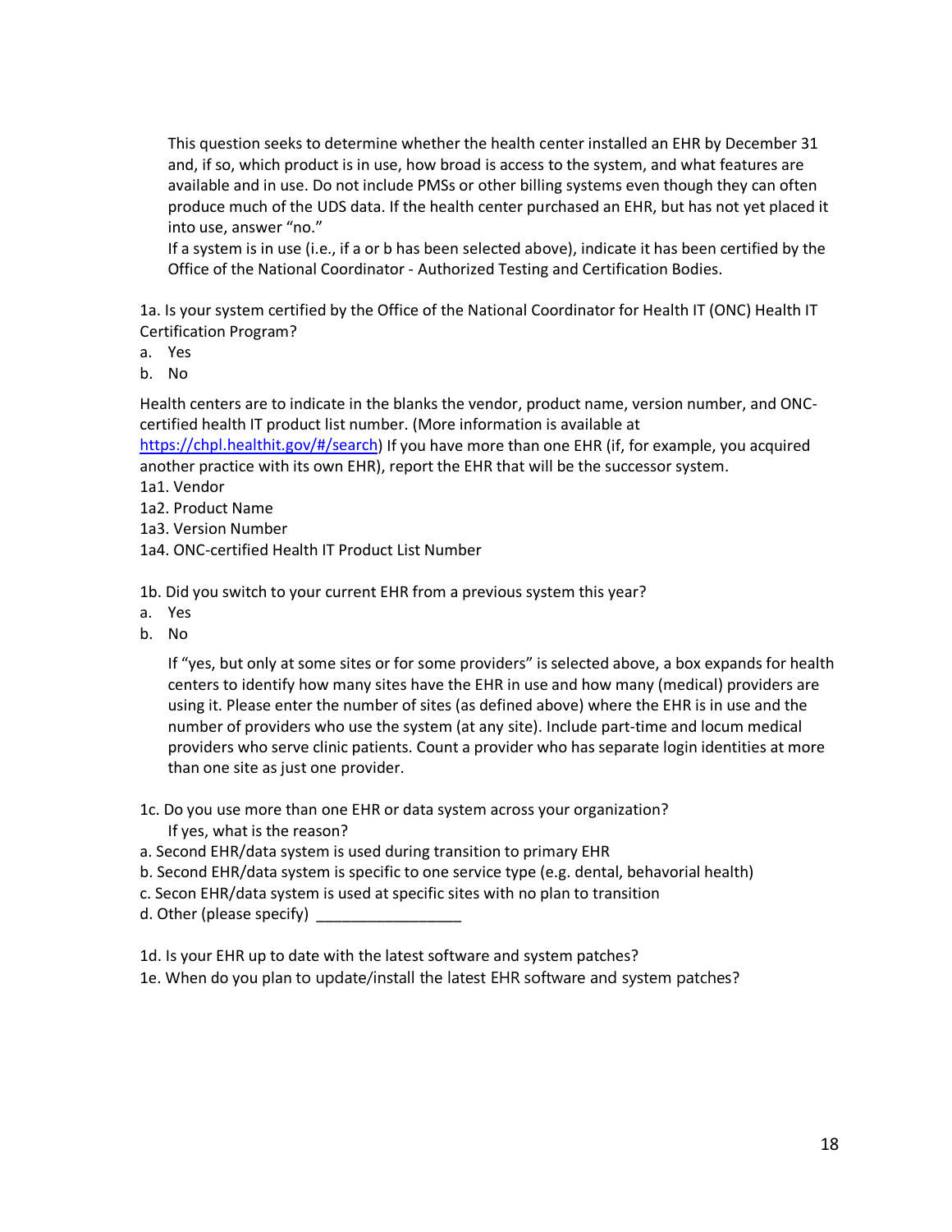This question seeks to determine whether the health center installed an EHR by December 31 and, if so, which product is in use, how broad is access to the system, and what features are available and in use. Do not include PMSs or other billing systems even though they can often produce much of the UDS data. If the health center purchased an EHR, but has not yet placed it into use, answer "no."

If a system is in use (i.e., if a or b has been selected above), indicate it has been certified by the Office of the National Coordinator - Authorized Testing and Certification Bodies.

1a. Is your system certified by the Office of the National Coordinator for Health IT (ONC) Health IT Certification Program?

a. Yes
b. No

Health centers are to indicate in the blanks the vendor, product name, version number, and ONC-certified health IT product list number. (More information is available at https://chpl.healthit.gov/#/search) If you have more than one EHR (if, for example, you acquired another practice with its own EHR), report the EHR that will be the successor system.

1a1. Vendor
1a2. Product Name
1a3. Version Number
1a4. ONC-certified Health IT Product List Number

1b. Did you switch to your current EHR from a previous system this year?

a. Yes
b. No

If "yes, but only at some sites or for some providers" is selected above, a box expands for health centers to identify how many sites have the EHR in use and how many (medical) providers are using it. Please enter the number of sites (as defined above) where the EHR is in use and the number of providers who use the system (at any site). Include part-time and locum medical providers who serve clinic patients. Count a provider who has separate login identities at more than one site as just one provider.

1c. Do you use more than one EHR or data system across your organization?

If yes, what is the reason?

a. Second EHR/data system is used during transition to primary EHR
b. Second EHR/data system is specific to one service type (e.g. dental, behavorial health)
c. Secon EHR/data system is used at specific sites with no plan to transition
d. Other (please specify) _________________

1d. Is your EHR up to date with the latest software and system patches?

1e. When do you plan to update/install the latest EHR software and system patches?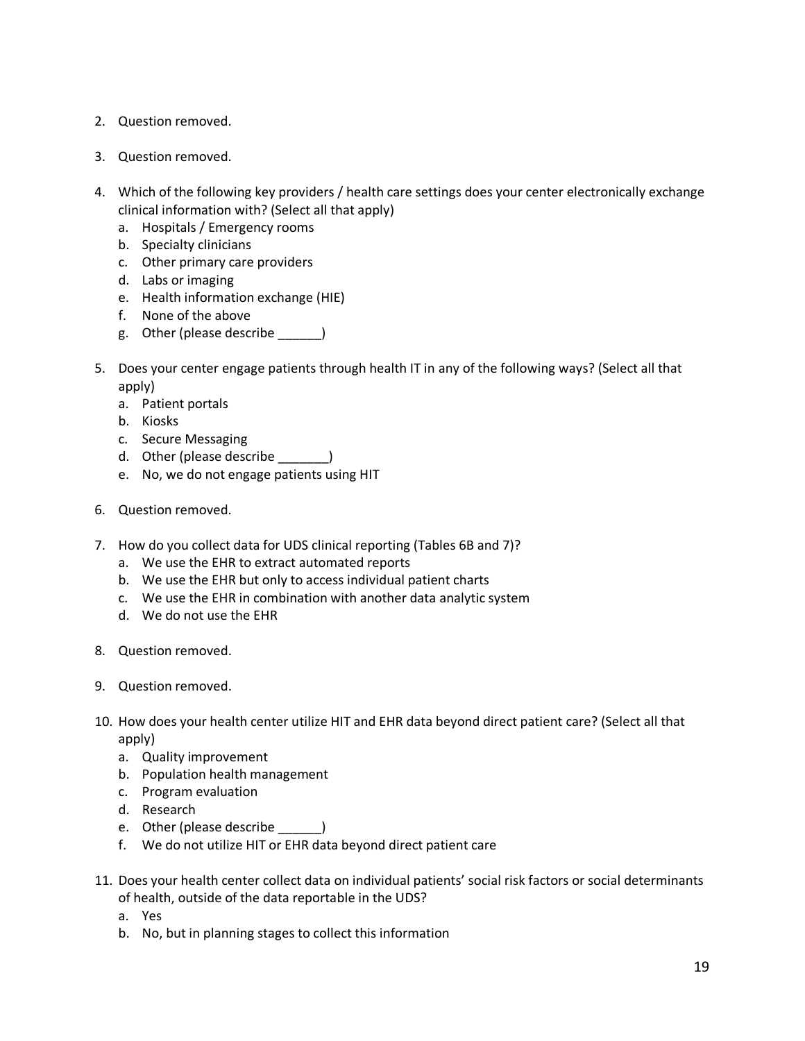2. Question removed.

3. Question removed.

4. Which of the following key providers / health care settings does your center electronically exchange clinical information with? (Select all that apply)
   a. Hospitals / Emergency rooms
   b. Specialty clinicians
   c. Other primary care providers
   d. Labs or imaging
   e. Health information exchange (HIE)
   f. None of the above
   g. Other (please describe ______)

5. Does your center engage patients through health IT in any of the following ways? (Select all that apply)
   a. Patient portals
   b. Kiosks
   c. Secure Messaging
   d. Other (please describe _______)
   e. No, we do not engage patients using HIT

6. Question removed.

7. How do you collect data for UDS clinical reporting (Tables 6B and 7)?
   a. We use the EHR to extract automated reports
   b. We use the EHR but only to access individual patient charts
   c. We use the EHR in combination with another data analytic system
   d. We do not use the EHR

8. Question removed.

9. Question removed.

10. How does your health center utilize HIT and EHR data beyond direct patient care? (Select all that apply)
    a. Quality improvement
    b. Population health management
    c. Program evaluation
    d. Research
    e. Other (please describe ______)
    f. We do not utilize HIT or EHR data beyond direct patient care

11. Does your health center collect data on individual patients' social risk factors or social determinants of health, outside of the data reportable in the UDS?
    a. Yes
    b. No, but in planning stages to collect this information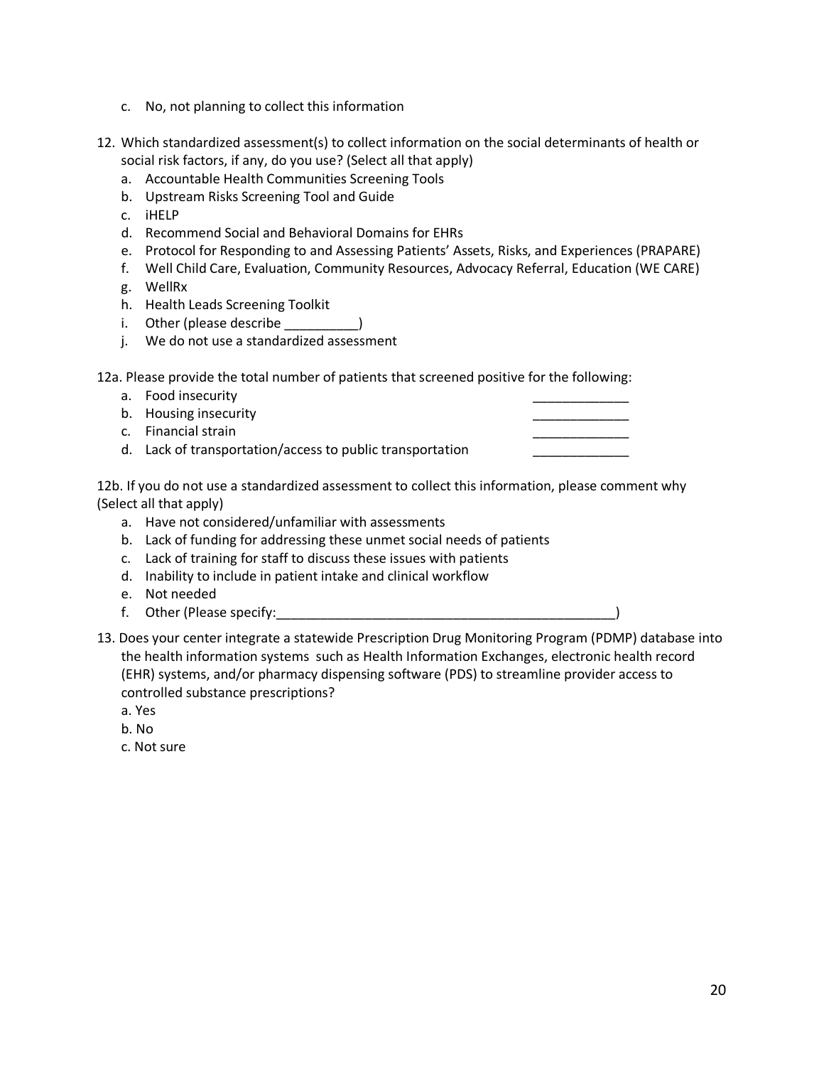c. No, not planning to collect this information

12. Which standardized assessment(s) to collect information on the social determinants of health or social risk factors, if any, do you use? (Select all that apply)
    a. Accountable Health Communities Screening Tools
    b. Upstream Risks Screening Tool and Guide
    c. iHELP
    d. Recommend Social and Behavioral Domains for EHRs
    e. Protocol for Responding to and Assessing Patients' Assets, Risks, and Experiences (PRAPARE)
    f. Well Child Care, Evaluation, Community Resources, Advocacy Referral, Education (WE CARE)
    g. WellRx
    h. Health Leads Screening Toolkit
    i. Other (please describe __________)
    j. We do not use a standardized assessment

12a. Please provide the total number of patients that screened positive for the following:

   a. Food insecurity _____________
   b. Housing insecurity _____________
   c. Financial strain _____________
   d. Lack of transportation/access to public transportation _____________

12b. If you do not use a standardized assessment to collect this information, please comment why (Select all that apply)

   a. Have not considered/unfamiliar with assessments
   b. Lack of funding for addressing these unmet social needs of patients
   c. Lack of training for staff to discuss these issues with patients
   d. Inability to include in patient intake and clinical workflow
   e. Not needed
   f. Other (Please specify:_______________________________________________)

13. Does your center integrate a statewide Prescription Drug Monitoring Program (PDMP) database into the health information systems such as Health Information Exchanges, electronic health record (EHR) systems, and/or pharmacy dispensing software (PDS) to streamline provider access to controlled substance prescriptions?
    a. Yes
    b. No
    c. Not sure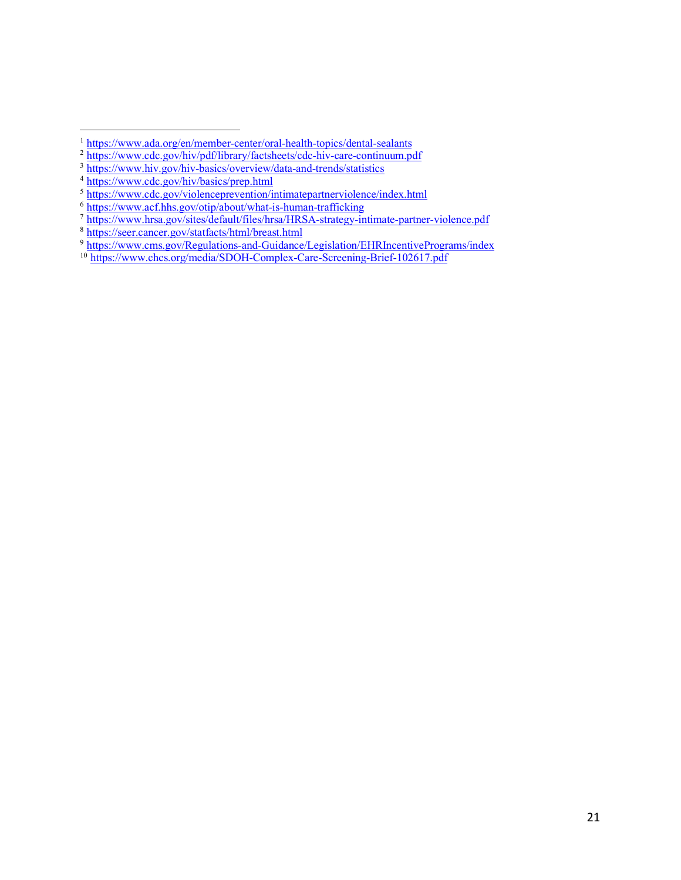[1] https://www.ada.org/en/member-center/oral-health-topics/dental-sealants
[2] https://www.cdc.gov/hiv/pdf/library/factsheets/cdc-hiv-care-continuum.pdf
[3] https://www.hiv.gov/hiv-basics/overview/data-and-trends/statistics
[4] https://www.cdc.gov/hiv/basics/prep.html
[5] https://www.cdc.gov/violenceprevention/intimatepartnerviolence/index.html
[6] https://www.acf.hhs.gov/otip/about/what-is-human-trafficking
[7] https://www.hrsa.gov/sites/default/files/hrsa/HRSA-strategy-intimate-partner-violence.pdf
[8] https://seer.cancer.gov/statfacts/html/breast.html
[9] https://www.cms.gov/Regulations-and-Guidance/Legislation/EHRIncentivePrograms/index
[10] https://www.chcs.org/media/SDOH-Complex-Care-Screening-Brief-102617.pdf